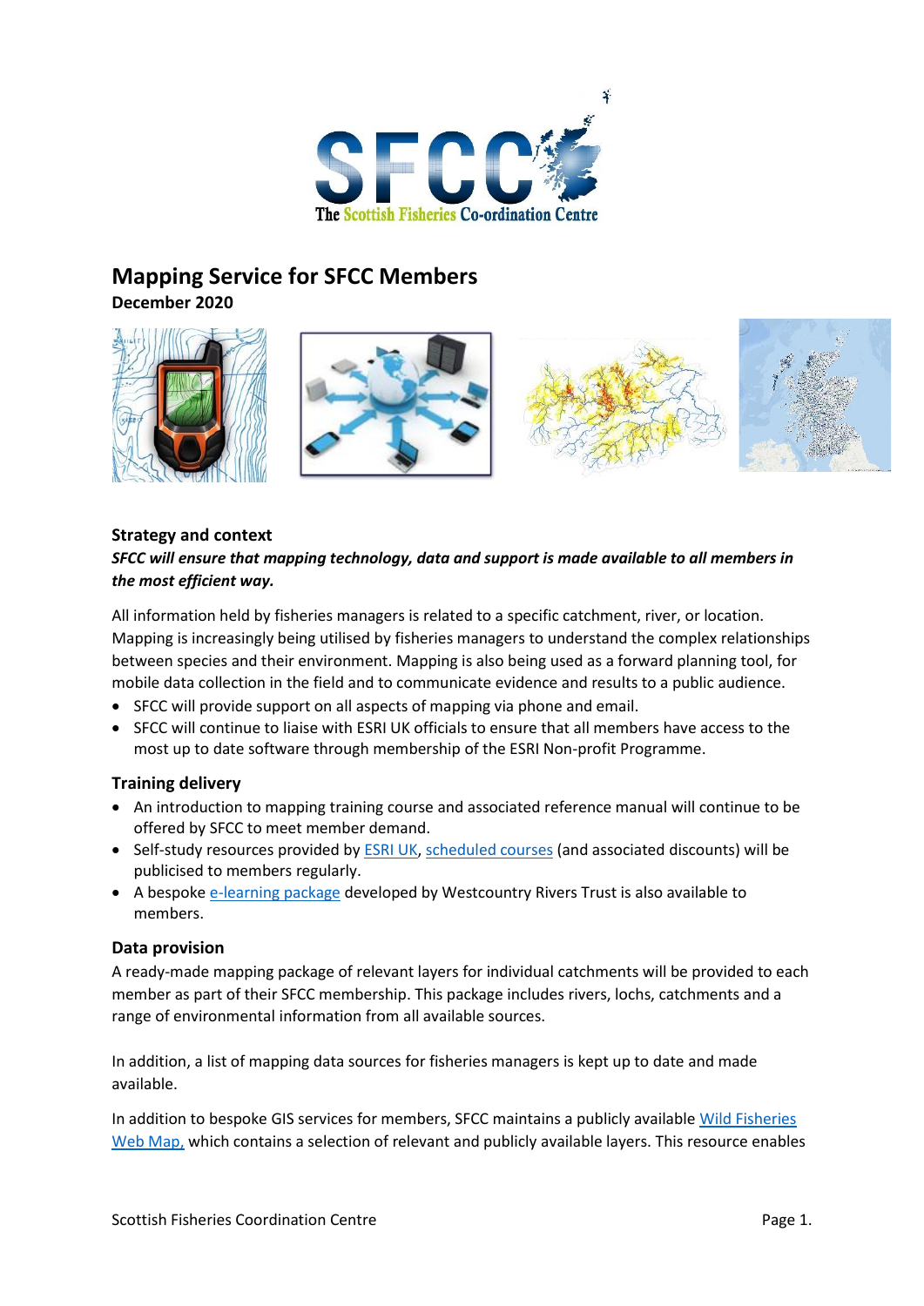# Mapping Service for SFCC Members

**December 2020**

### Strategy and context

***SFCC will ensure that mapping technology, data and support is made available to all members in the most efficient way.***

All information held by fisheries managers is related to a specific catchment, river, or location. Mapping is increasingly being utilised by fisheries managers to understand the complex relationships between species and their environment. Mapping is also being used as a forward planning tool, for mobile data collection in the field and to communicate evidence and results to a public audience.

- SFCC will provide support on all aspects of mapping via phone and email.
- SFCC will continue to liaise with ESRI UK officials to ensure that all members have access to the most up to date software through membership of the ESRI Non-profit Programme.

### Training delivery

- An introduction to mapping training course and associated reference manual will continue to be offered by SFCC to meet member demand.
- Self-study resources provided by ESRI UK, scheduled courses (and associated discounts) will be publicised to members regularly.
- A bespoke e-learning package developed by Westcountry Rivers Trust is also available to members.

### Data provision

A ready-made mapping package of relevant layers for individual catchments will be provided to each member as part of their SFCC membership. This package includes rivers, lochs, catchments and a range of environmental information from all available sources.

In addition, a list of mapping data sources for fisheries managers is kept up to date and made available.

In addition to bespoke GIS services for members, SFCC maintains a publicly available Wild Fisheries Web Map, which contains a selection of relevant and publicly available layers. This resource enables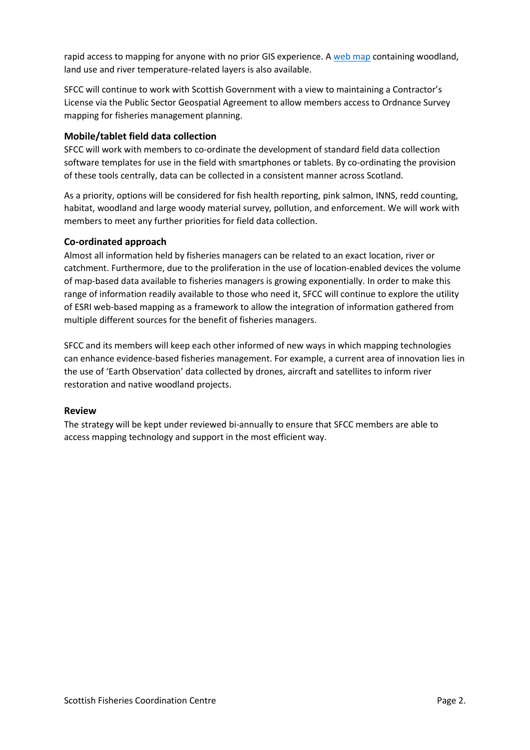rapid access to mapping for anyone with no prior GIS experience. A web map containing woodland, land use and river temperature-related layers is also available.

SFCC will continue to work with Scottish Government with a view to maintaining a Contractor's License via the Public Sector Geospatial Agreement to allow members access to Ordnance Survey mapping for fisheries management planning.

### Mobile/tablet field data collection

SFCC will work with members to co-ordinate the development of standard field data collection software templates for use in the field with smartphones or tablets. By co-ordinating the provision of these tools centrally, data can be collected in a consistent manner across Scotland.

As a priority, options will be considered for fish health reporting, pink salmon, INNS, redd counting, habitat, woodland and large woody material survey, pollution, and enforcement. We will work with members to meet any further priorities for field data collection.

### Co-ordinated approach

Almost all information held by fisheries managers can be related to an exact location, river or catchment. Furthermore, due to the proliferation in the use of location-enabled devices the volume of map-based data available to fisheries managers is growing exponentially. In order to make this range of information readily available to those who need it, SFCC will continue to explore the utility of ESRI web-based mapping as a framework to allow the integration of information gathered from multiple different sources for the benefit of fisheries managers.

SFCC and its members will keep each other informed of new ways in which mapping technologies can enhance evidence-based fisheries management. For example, a current area of innovation lies in the use of 'Earth Observation' data collected by drones, aircraft and satellites to inform river restoration and native woodland projects.

### Review

The strategy will be kept under reviewed bi-annually to ensure that SFCC members are able to access mapping technology and support in the most efficient way.